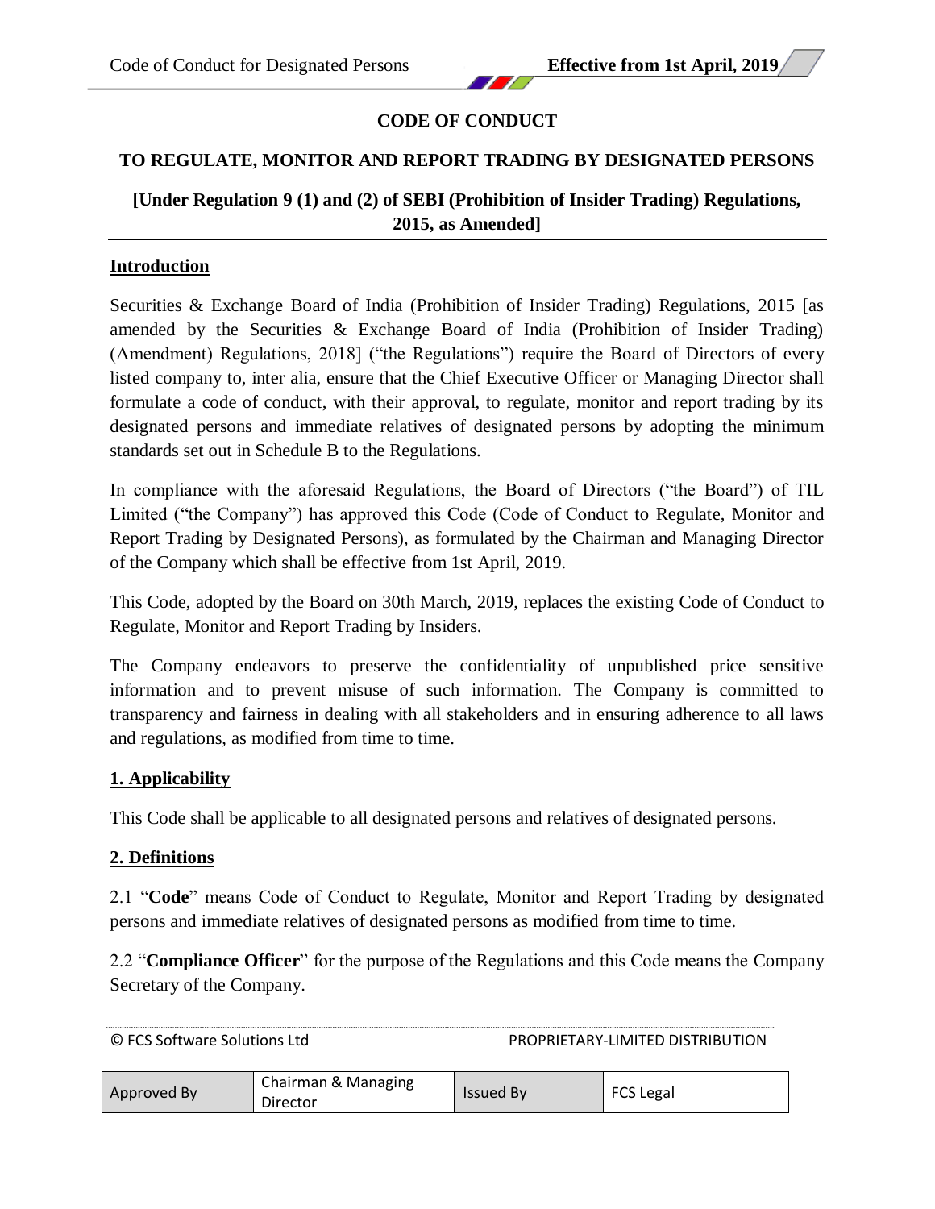# CODE OF CONDUCT

## TO REGULATE, MONITOR AND REPORT TRADING BY DESIGNATED PERSONS

### [Under Regulation 9 (1) and (2) of SEBI (Prohibition of Insider Trading) Regulations, 2015, as Amended]

**Introduction**

Securities & Exchange Board of India (Prohibition of Insider Trading) Regulations, 2015 [as amended by the Securities & Exchange Board of India (Prohibition of Insider Trading) (Amendment) Regulations, 2018] ("the Regulations") require the Board of Directors of every listed company to, inter alia, ensure that the Chief Executive Officer or Managing Director shall formulate a code of conduct, with their approval, to regulate, monitor and report trading by its designated persons and immediate relatives of designated persons by adopting the minimum standards set out in Schedule B to the Regulations.

In compliance with the aforesaid Regulations, the Board of Directors ("the Board") of TIL Limited ("the Company") has approved this Code (Code of Conduct to Regulate, Monitor and Report Trading by Designated Persons), as formulated by the Chairman and Managing Director of the Company which shall be effective from 1st April, 2019.

This Code, adopted by the Board on 30th March, 2019, replaces the existing Code of Conduct to Regulate, Monitor and Report Trading by Insiders.

The Company endeavors to preserve the confidentiality of unpublished price sensitive information and to prevent misuse of such information. The Company is committed to transparency and fairness in dealing with all stakeholders and in ensuring adherence to all laws and regulations, as modified from time to time.

**1. Applicability**

This Code shall be applicable to all designated persons and relatives of designated persons.

**2. Definitions**

2.1 "**Code**" means Code of Conduct to Regulate, Monitor and Report Trading by designated persons and immediate relatives of designated persons as modified from time to time.

2.2 "**Compliance Officer**" for the purpose of the Regulations and this Code means the Company Secretary of the Company.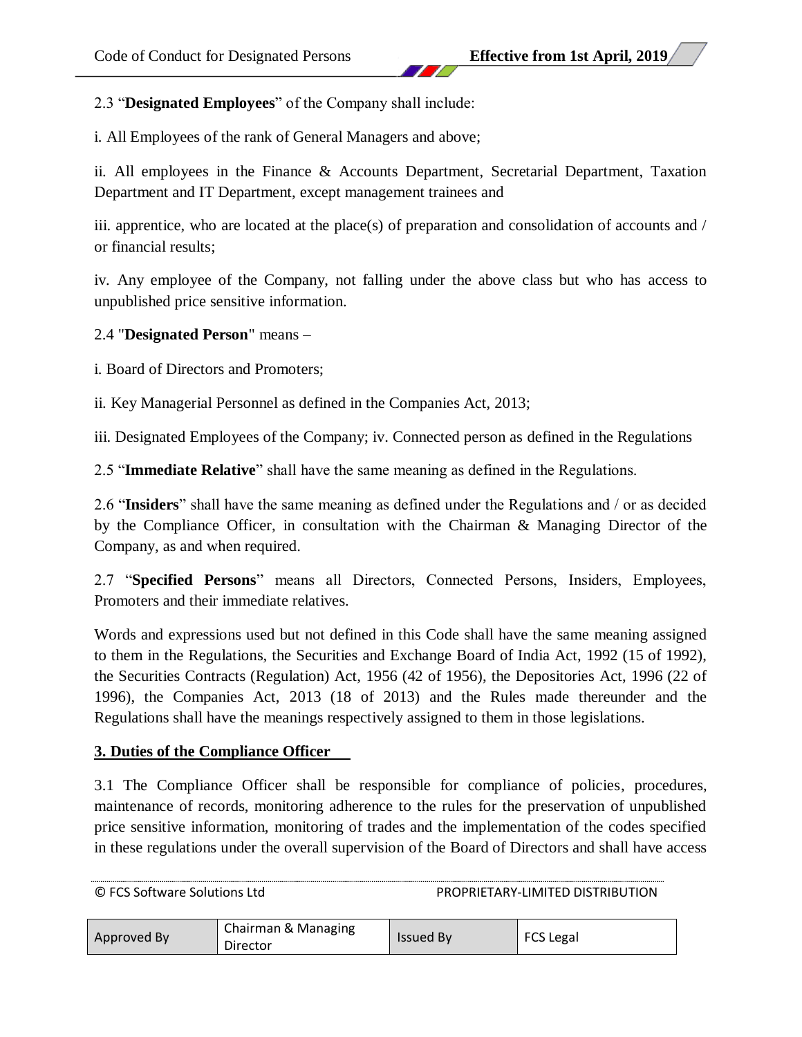2.3 "**Designated Employees**" of the Company shall include:

i. All Employees of the rank of General Managers and above;

ii. All employees in the Finance & Accounts Department, Secretarial Department, Taxation Department and IT Department, except management trainees and

iii. apprentice, who are located at the place(s) of preparation and consolidation of accounts and / or financial results;

iv. Any employee of the Company, not falling under the above class but who has access to unpublished price sensitive information.

2.4 "**Designated Person**" means –

i. Board of Directors and Promoters;

ii. Key Managerial Personnel as defined in the Companies Act, 2013;

iii. Designated Employees of the Company; iv. Connected person as defined in the Regulations

2.5 "**Immediate Relative**" shall have the same meaning as defined in the Regulations.

2.6 "**Insiders**" shall have the same meaning as defined under the Regulations and / or as decided by the Compliance Officer, in consultation with the Chairman & Managing Director of the Company, as and when required.

2.7 "**Specified Persons**" means all Directors, Connected Persons, Insiders, Employees, Promoters and their immediate relatives.

Words and expressions used but not defined in this Code shall have the same meaning assigned to them in the Regulations, the Securities and Exchange Board of India Act, 1992 (15 of 1992), the Securities Contracts (Regulation) Act, 1956 (42 of 1956), the Depositories Act, 1996 (22 of 1996), the Companies Act, 2013 (18 of 2013) and the Rules made thereunder and the Regulations shall have the meanings respectively assigned to them in those legislations.

## 3. Duties of the Compliance Officer

3.1 The Compliance Officer shall be responsible for compliance of policies, procedures, maintenance of records, monitoring adherence to the rules for the preservation of unpublished price sensitive information, monitoring of trades and the implementation of the codes specified in these regulations under the overall supervision of the Board of Directors and shall have access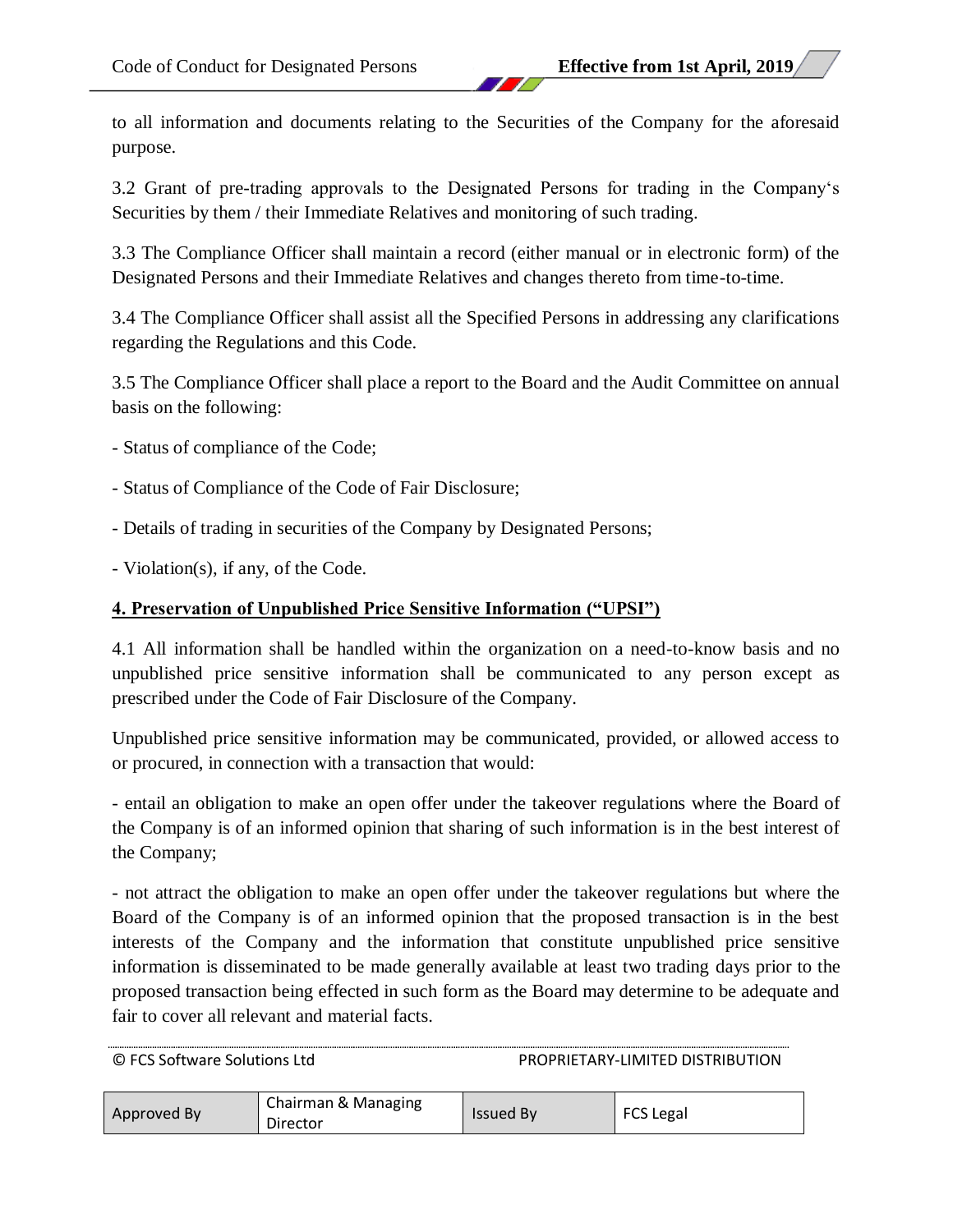to all information and documents relating to the Securities of the Company for the aforesaid purpose.

3.2 Grant of pre-trading approvals to the Designated Persons for trading in the Company's Securities by them / their Immediate Relatives and monitoring of such trading.

3.3 The Compliance Officer shall maintain a record (either manual or in electronic form) of the Designated Persons and their Immediate Relatives and changes thereto from time-to-time.

3.4 The Compliance Officer shall assist all the Specified Persons in addressing any clarifications regarding the Regulations and this Code.

3.5 The Compliance Officer shall place a report to the Board and the Audit Committee on annual basis on the following:

- Status of compliance of the Code;

- Status of Compliance of the Code of Fair Disclosure;

- Details of trading in securities of the Company by Designated Persons;

- Violation(s), if any, of the Code.

## 4. Preservation of Unpublished Price Sensitive Information ("UPSI")

4.1 All information shall be handled within the organization on a need-to-know basis and no unpublished price sensitive information shall be communicated to any person except as prescribed under the Code of Fair Disclosure of the Company.

Unpublished price sensitive information may be communicated, provided, or allowed access to or procured, in connection with a transaction that would:

- entail an obligation to make an open offer under the takeover regulations where the Board of the Company is of an informed opinion that sharing of such information is in the best interest of the Company;

- not attract the obligation to make an open offer under the takeover regulations but where the Board of the Company is of an informed opinion that the proposed transaction is in the best interests of the Company and the information that constitute unpublished price sensitive information is disseminated to be made generally available at least two trading days prior to the proposed transaction being effected in such form as the Board may determine to be adequate and fair to cover all relevant and material facts.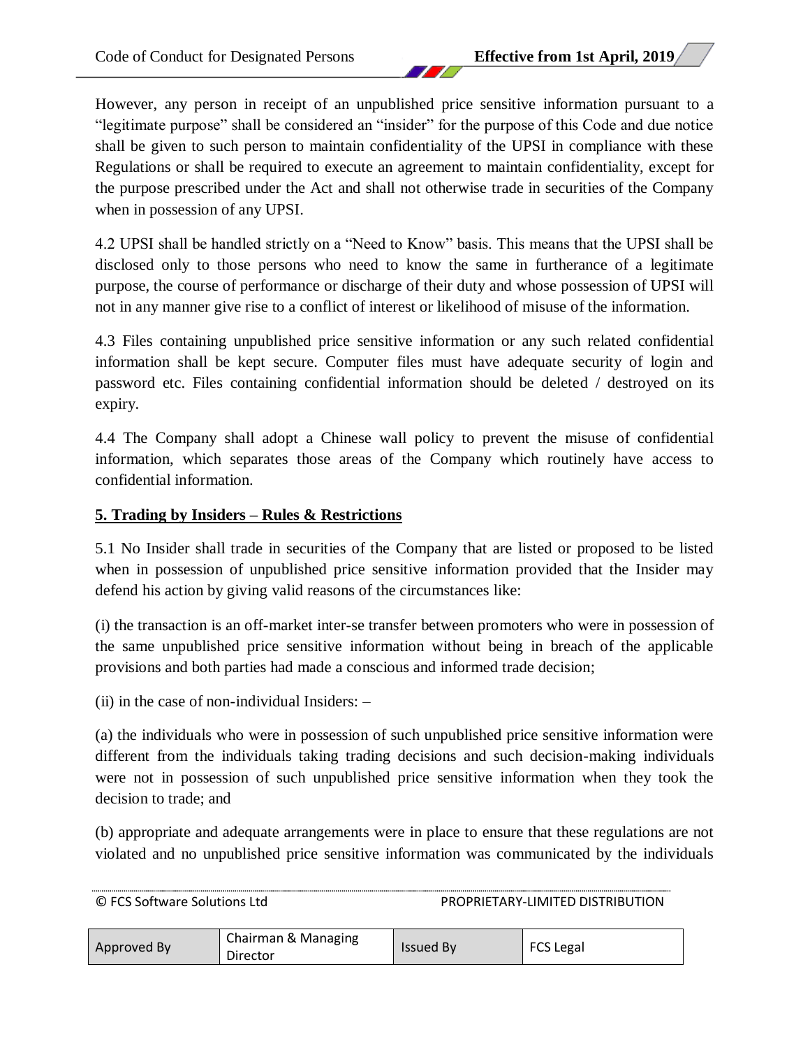However, any person in receipt of an unpublished price sensitive information pursuant to a "legitimate purpose" shall be considered an "insider" for the purpose of this Code and due notice shall be given to such person to maintain confidentiality of the UPSI in compliance with these Regulations or shall be required to execute an agreement to maintain confidentiality, except for the purpose prescribed under the Act and shall not otherwise trade in securities of the Company when in possession of any UPSI.

4.2 UPSI shall be handled strictly on a "Need to Know" basis. This means that the UPSI shall be disclosed only to those persons who need to know the same in furtherance of a legitimate purpose, the course of performance or discharge of their duty and whose possession of UPSI will not in any manner give rise to a conflict of interest or likelihood of misuse of the information.

4.3 Files containing unpublished price sensitive information or any such related confidential information shall be kept secure. Computer files must have adequate security of login and password etc. Files containing confidential information should be deleted / destroyed on its expiry.

4.4 The Company shall adopt a Chinese wall policy to prevent the misuse of confidential information, which separates those areas of the Company which routinely have access to confidential information.

## 5. Trading by Insiders – Rules & Restrictions

5.1 No Insider shall trade in securities of the Company that are listed or proposed to be listed when in possession of unpublished price sensitive information provided that the Insider may defend his action by giving valid reasons of the circumstances like:

(i) the transaction is an off-market inter-se transfer between promoters who were in possession of the same unpublished price sensitive information without being in breach of the applicable provisions and both parties had made a conscious and informed trade decision;

(ii) in the case of non-individual Insiders: –

(a) the individuals who were in possession of such unpublished price sensitive information were different from the individuals taking trading decisions and such decision-making individuals were not in possession of such unpublished price sensitive information when they took the decision to trade; and

(b) appropriate and adequate arrangements were in place to ensure that these regulations are not violated and no unpublished price sensitive information was communicated by the individuals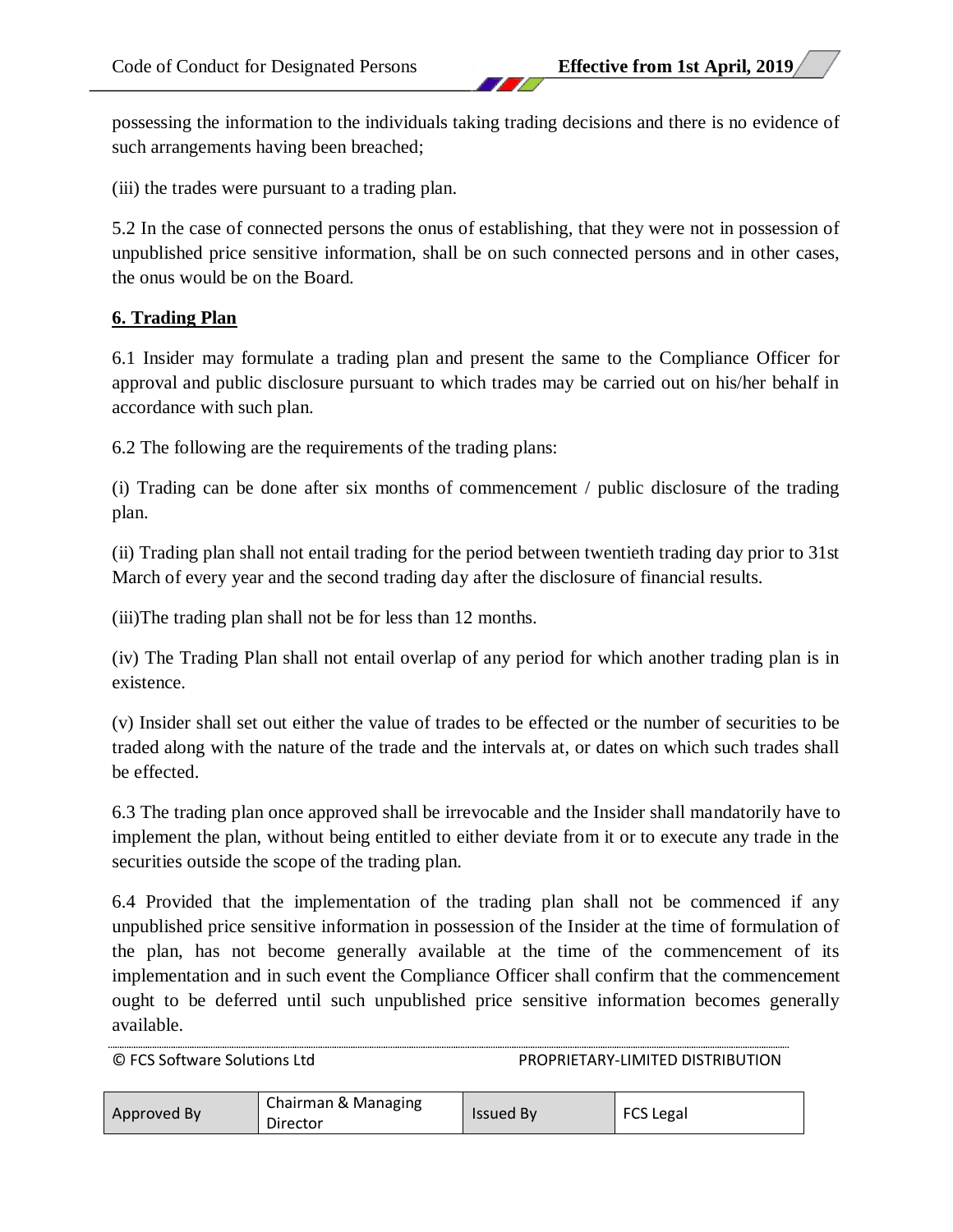possessing the information to the individuals taking trading decisions and there is no evidence of such arrangements having been breached;

(iii) the trades were pursuant to a trading plan.

5.2 In the case of connected persons the onus of establishing, that they were not in possession of unpublished price sensitive information, shall be on such connected persons and in other cases, the onus would be on the Board.

## 6. Trading Plan

6.1 Insider may formulate a trading plan and present the same to the Compliance Officer for approval and public disclosure pursuant to which trades may be carried out on his/her behalf in accordance with such plan.

6.2 The following are the requirements of the trading plans:

(i) Trading can be done after six months of commencement / public disclosure of the trading plan.

(ii) Trading plan shall not entail trading for the period between twentieth trading day prior to 31st March of every year and the second trading day after the disclosure of financial results.

(iii)The trading plan shall not be for less than 12 months.

(iv) The Trading Plan shall not entail overlap of any period for which another trading plan is in existence.

(v) Insider shall set out either the value of trades to be effected or the number of securities to be traded along with the nature of the trade and the intervals at, or dates on which such trades shall be effected.

6.3 The trading plan once approved shall be irrevocable and the Insider shall mandatorily have to implement the plan, without being entitled to either deviate from it or to execute any trade in the securities outside the scope of the trading plan.

6.4 Provided that the implementation of the trading plan shall not be commenced if any unpublished price sensitive information in possession of the Insider at the time of formulation of the plan, has not become generally available at the time of the commencement of its implementation and in such event the Compliance Officer shall confirm that the commencement ought to be deferred until such unpublished price sensitive information becomes generally available.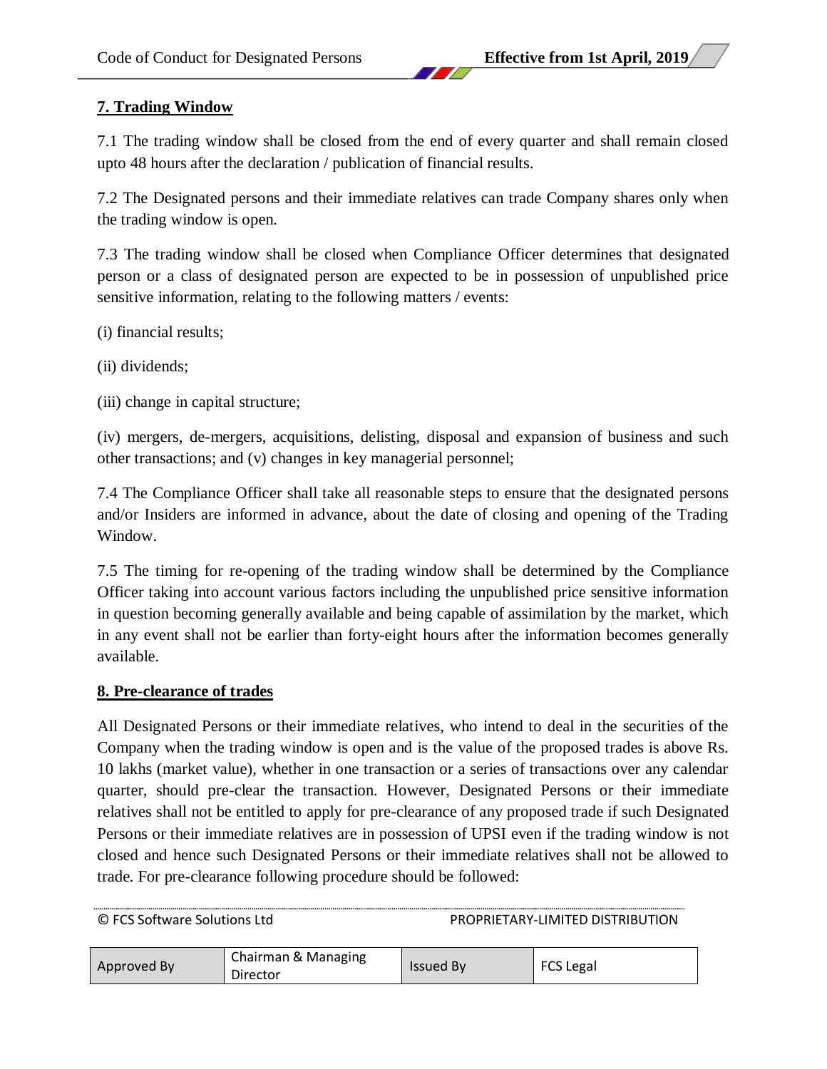## 7. Trading Window

7.1 The trading window shall be closed from the end of every quarter and shall remain closed upto 48 hours after the declaration / publication of financial results.

7.2 The Designated persons and their immediate relatives can trade Company shares only when the trading window is open.

7.3 The trading window shall be closed when Compliance Officer determines that designated person or a class of designated person are expected to be in possession of unpublished price sensitive information, relating to the following matters / events:

(i) financial results;

(ii) dividends;

(iii) change in capital structure;

(iv) mergers, de-mergers, acquisitions, delisting, disposal and expansion of business and such other transactions; and (v) changes in key managerial personnel;

7.4 The Compliance Officer shall take all reasonable steps to ensure that the designated persons and/or Insiders are informed in advance, about the date of closing and opening of the Trading Window.

7.5 The timing for re-opening of the trading window shall be determined by the Compliance Officer taking into account various factors including the unpublished price sensitive information in question becoming generally available and being capable of assimilation by the market, which in any event shall not be earlier than forty-eight hours after the information becomes generally available.

## 8. Pre-clearance of trades

All Designated Persons or their immediate relatives, who intend to deal in the securities of the Company when the trading window is open and is the value of the proposed trades is above Rs. 10 lakhs (market value), whether in one transaction or a series of transactions over any calendar quarter, should pre-clear the transaction. However, Designated Persons or their immediate relatives shall not be entitled to apply for pre-clearance of any proposed trade if such Designated Persons or their immediate relatives are in possession of UPSI even if the trading window is not closed and hence such Designated Persons or their immediate relatives shall not be allowed to trade. For pre-clearance following procedure should be followed: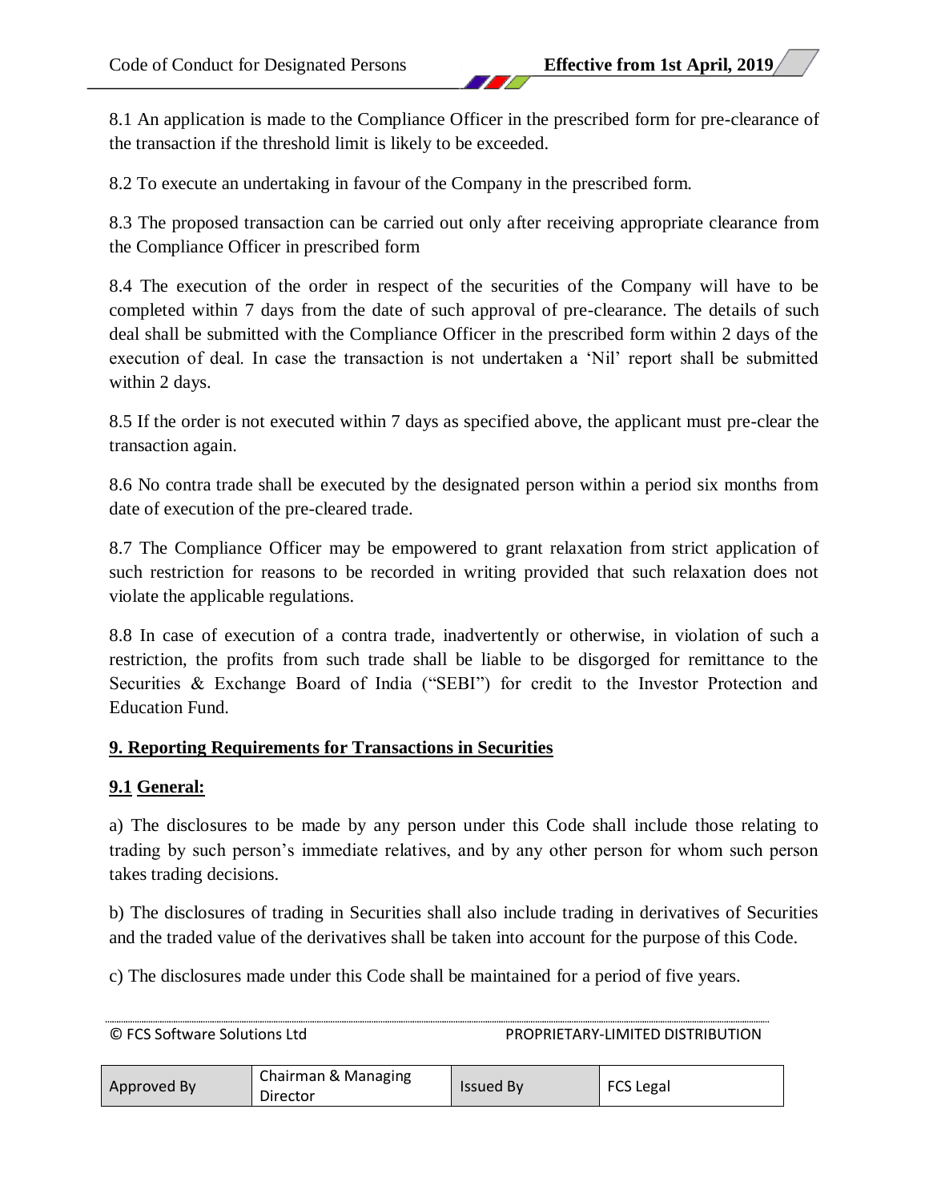8.1 An application is made to the Compliance Officer in the prescribed form for pre-clearance of the transaction if the threshold limit is likely to be exceeded.

8.2 To execute an undertaking in favour of the Company in the prescribed form.

8.3 The proposed transaction can be carried out only after receiving appropriate clearance from the Compliance Officer in prescribed form

8.4 The execution of the order in respect of the securities of the Company will have to be completed within 7 days from the date of such approval of pre-clearance. The details of such deal shall be submitted with the Compliance Officer in the prescribed form within 2 days of the execution of deal. In case the transaction is not undertaken a 'Nil' report shall be submitted within 2 days.

8.5 If the order is not executed within 7 days as specified above, the applicant must pre-clear the transaction again.

8.6 No contra trade shall be executed by the designated person within a period six months from date of execution of the pre-cleared trade.

8.7 The Compliance Officer may be empowered to grant relaxation from strict application of such restriction for reasons to be recorded in writing provided that such relaxation does not violate the applicable regulations.

8.8 In case of execution of a contra trade, inadvertently or otherwise, in violation of such a restriction, the profits from such trade shall be liable to be disgorged for remittance to the Securities & Exchange Board of India ("SEBI") for credit to the Investor Protection and Education Fund.

## 9. Reporting Requirements for Transactions in Securities

### 9.1 General:

a) The disclosures to be made by any person under this Code shall include those relating to trading by such person's immediate relatives, and by any other person for whom such person takes trading decisions.

b) The disclosures of trading in Securities shall also include trading in derivatives of Securities and the traded value of the derivatives shall be taken into account for the purpose of this Code.

c) The disclosures made under this Code shall be maintained for a period of five years.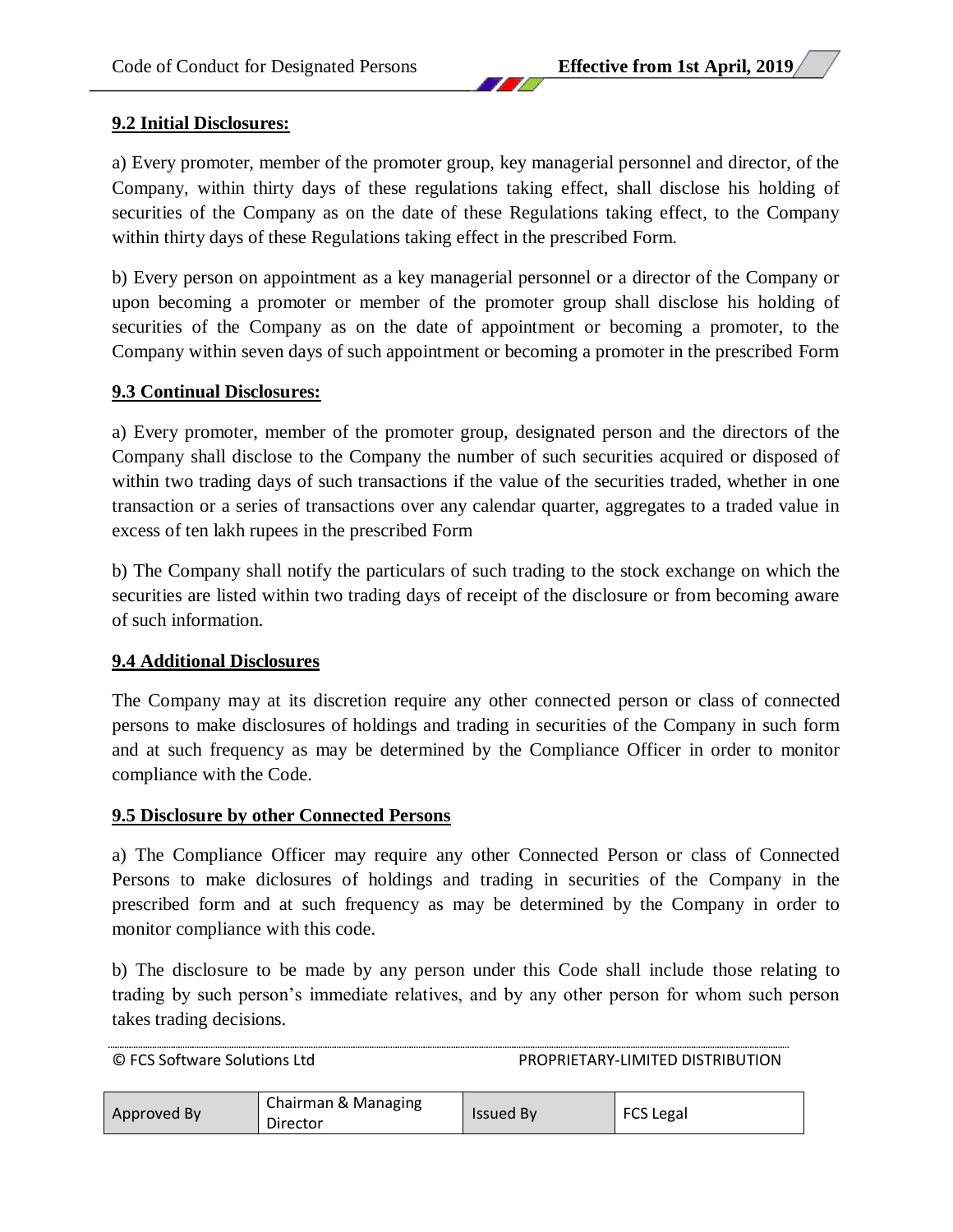### 9.2 Initial Disclosures:

a) Every promoter, member of the promoter group, key managerial personnel and director, of the Company, within thirty days of these regulations taking effect, shall disclose his holding of securities of the Company as on the date of these Regulations taking effect, to the Company within thirty days of these Regulations taking effect in the prescribed Form.

b) Every person on appointment as a key managerial personnel or a director of the Company or upon becoming a promoter or member of the promoter group shall disclose his holding of securities of the Company as on the date of appointment or becoming a promoter, to the Company within seven days of such appointment or becoming a promoter in the prescribed Form

### 9.3 Continual Disclosures:

a) Every promoter, member of the promoter group, designated person and the directors of the Company shall disclose to the Company the number of such securities acquired or disposed of within two trading days of such transactions if the value of the securities traded, whether in one transaction or a series of transactions over any calendar quarter, aggregates to a traded value in excess of ten lakh rupees in the prescribed Form

b) The Company shall notify the particulars of such trading to the stock exchange on which the securities are listed within two trading days of receipt of the disclosure or from becoming aware of such information.

### 9.4 Additional Disclosures

The Company may at its discretion require any other connected person or class of connected persons to make disclosures of holdings and trading in securities of the Company in such form and at such frequency as may be determined by the Compliance Officer in order to monitor compliance with the Code.

### 9.5 Disclosure by other Connected Persons

a) The Compliance Officer may require any other Connected Person or class of Connected Persons to make diclosures of holdings and trading in securities of the Company in the prescribed form and at such frequency as may be determined by the Company in order to monitor compliance with this code.

b) The disclosure to be made by any person under this Code shall include those relating to trading by such person's immediate relatives, and by any other person for whom such person takes trading decisions.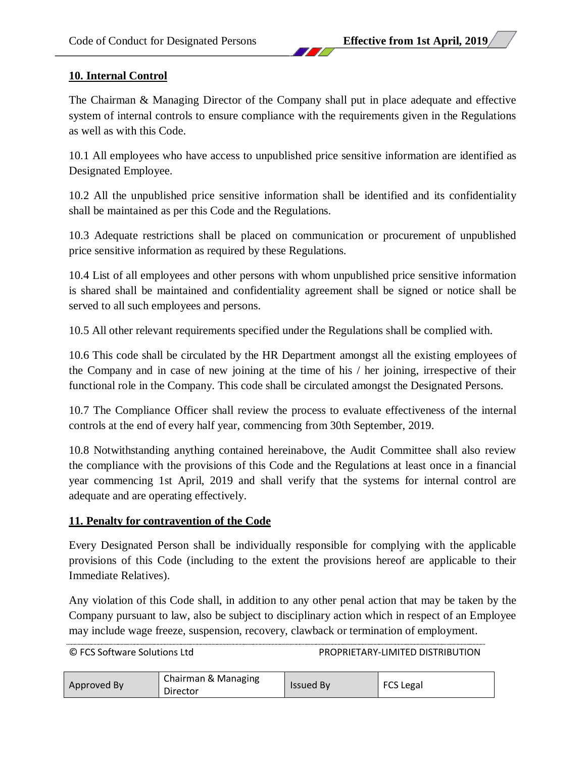## 10. Internal Control

The Chairman & Managing Director of the Company shall put in place adequate and effective system of internal controls to ensure compliance with the requirements given in the Regulations as well as with this Code.

10.1 All employees who have access to unpublished price sensitive information are identified as Designated Employee.

10.2 All the unpublished price sensitive information shall be identified and its confidentiality shall be maintained as per this Code and the Regulations.

10.3 Adequate restrictions shall be placed on communication or procurement of unpublished price sensitive information as required by these Regulations.

10.4 List of all employees and other persons with whom unpublished price sensitive information is shared shall be maintained and confidentiality agreement shall be signed or notice shall be served to all such employees and persons.

10.5 All other relevant requirements specified under the Regulations shall be complied with.

10.6 This code shall be circulated by the HR Department amongst all the existing employees of the Company and in case of new joining at the time of his / her joining, irrespective of their functional role in the Company. This code shall be circulated amongst the Designated Persons.

10.7 The Compliance Officer shall review the process to evaluate effectiveness of the internal controls at the end of every half year, commencing from 30th September, 2019.

10.8 Notwithstanding anything contained hereinabove, the Audit Committee shall also review the compliance with the provisions of this Code and the Regulations at least once in a financial year commencing 1st April, 2019 and shall verify that the systems for internal control are adequate and are operating effectively.

## 11. Penalty for contravention of the Code

Every Designated Person shall be individually responsible for complying with the applicable provisions of this Code (including to the extent the provisions hereof are applicable to their Immediate Relatives).

Any violation of this Code shall, in addition to any other penal action that may be taken by the Company pursuant to law, also be subject to disciplinary action which in respect of an Employee may include wage freeze, suspension, recovery, clawback or termination of employment.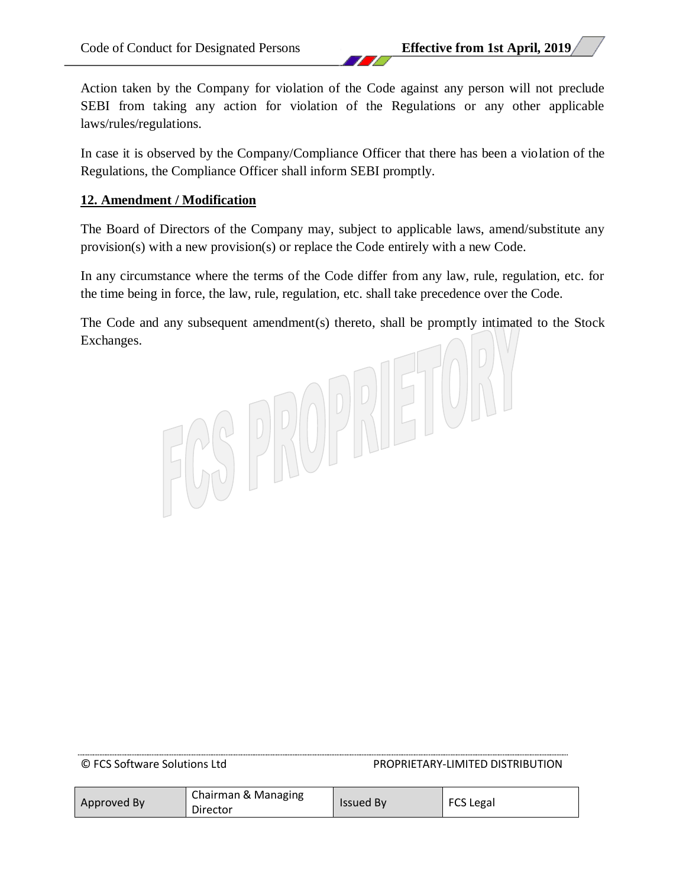Action taken by the Company for violation of the Code against any person will not preclude SEBI from taking any action for violation of the Regulations or any other applicable laws/rules/regulations.

In case it is observed by the Company/Compliance Officer that there has been a violation of the Regulations, the Compliance Officer shall inform SEBI promptly.

## 12. Amendment / Modification

The Board of Directors of the Company may, subject to applicable laws, amend/substitute any provision(s) with a new provision(s) or replace the Code entirely with a new Code.

In any circumstance where the terms of the Code differ from any law, rule, regulation, etc. for the time being in force, the law, rule, regulation, etc. shall take precedence over the Code.

The Code and any subsequent amendment(s) thereto, shall be promptly intimated to the Stock Exchanges.